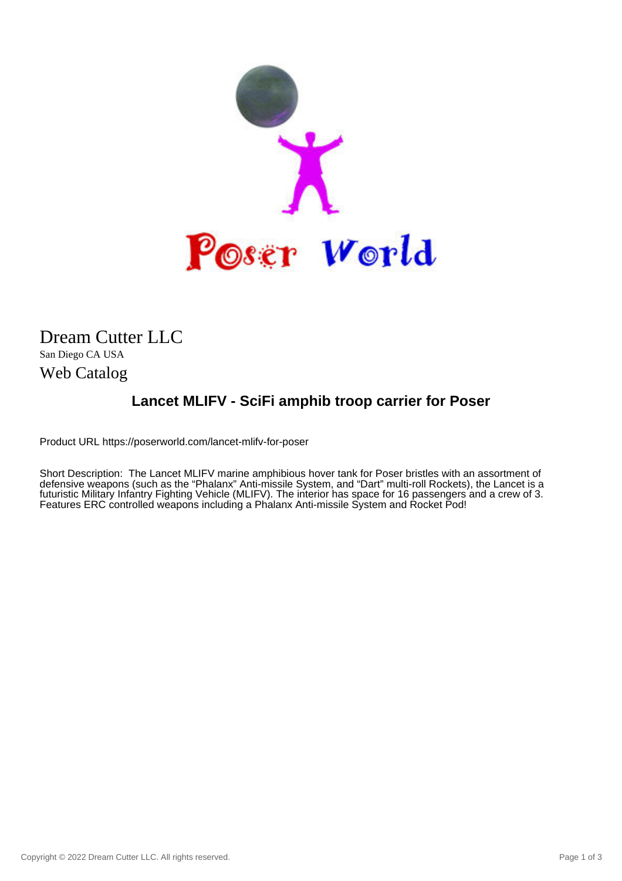Dream Cutter LLC
San Diego CA USA
Web Catalog

## Lancet MLIFV - SciFi amphib troop carrier for Poser

Product URL https://poserworld.com/lancet-mlifv-for-poser

Short Description:  The Lancet MLIFV marine amphibious hover tank for Poser bristles with an assortment of defensive weapons (such as the “Phalanx” Anti-missile System, and “Dart” multi-roll Rockets), the Lancet is a futuristic Military Infantry Fighting Vehicle (MLIFV). The interior has space for 16 passengers and a crew of 3. Features ERC controlled weapons including a Phalanx Anti-missile System and Rocket Pod!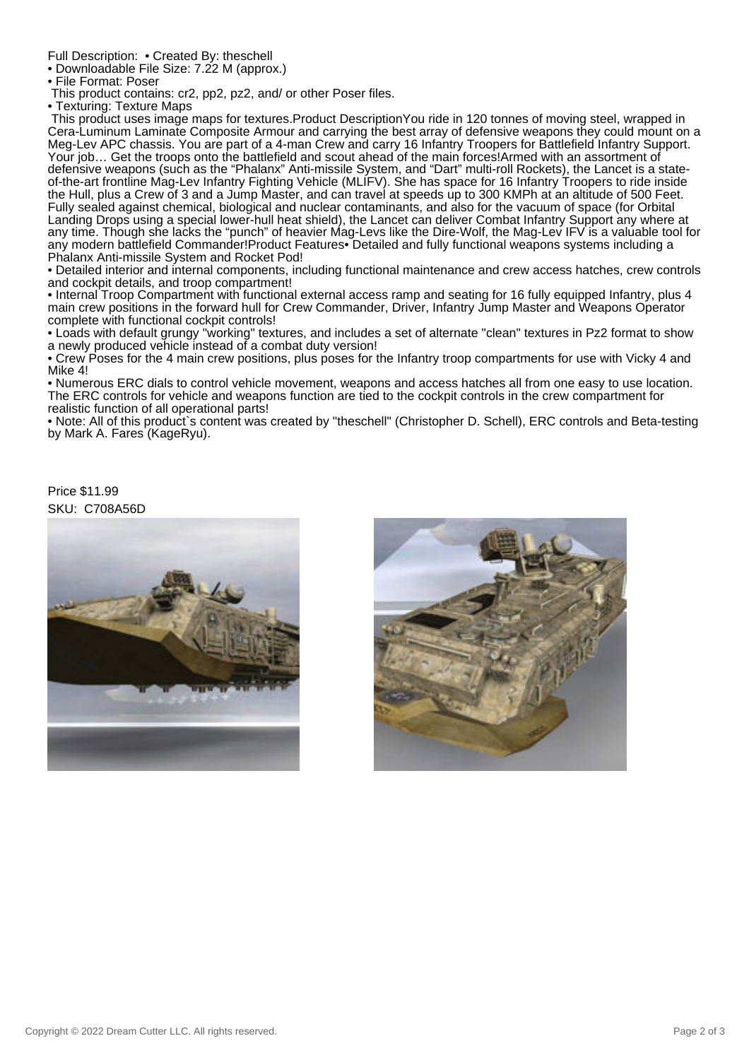Full Description: • Created By: theschell
• Downloadable File Size: 7.22 M (approx.)
• File Format: Poser
This product contains: cr2, pp2, pz2, and/ or other Poser files.
• Texturing: Texture Maps
This product uses image maps for textures.Product DescriptionYou ride in 120 tonnes of moving steel, wrapped in Cera-Luminum Laminate Composite Armour and carrying the best array of defensive weapons they could mount on a Meg-Lev APC chassis. You are part of a 4-man Crew and carry 16 Infantry Troopers for Battlefield Infantry Support. Your job… Get the troops onto the battlefield and scout ahead of the main forces!Armed with an assortment of defensive weapons (such as the “Phalanx” Anti-missile System, and “Dart” multi-roll Rockets), the Lancet is a state-of-the-art frontline Mag-Lev Infantry Fighting Vehicle (MLIFV). She has space for 16 Infantry Troopers to ride inside the Hull, plus a Crew of 3 and a Jump Master, and can travel at speeds up to 300 KMPh at an altitude of 500 Feet. Fully sealed against chemical, biological and nuclear contaminants, and also for the vacuum of space (for Orbital Landing Drops using a special lower-hull heat shield), the Lancet can deliver Combat Infantry Support any where at any time. Though she lacks the “punch” of heavier Mag-Levs like the Dire-Wolf, the Mag-Lev IFV is a valuable tool for any modern battlefield Commander!Product Features• Detailed and fully functional weapons systems including a Phalanx Anti-missile System and Rocket Pod!
• Detailed interior and internal components, including functional maintenance and crew access hatches, crew controls and cockpit details, and troop compartment!
• Internal Troop Compartment with functional external access ramp and seating for 16 fully equipped Infantry, plus 4 main crew positions in the forward hull for Crew Commander, Driver, Infantry Jump Master and Weapons Operator complete with functional cockpit controls!
• Loads with default grungy "working" textures, and includes a set of alternate "clean" textures in Pz2 format to show a newly produced vehicle instead of a combat duty version!
• Crew Poses for the 4 main crew positions, plus poses for the Infantry troop compartments for use with Vicky 4 and Mike 4!
• Numerous ERC dials to control vehicle movement, weapons and access hatches all from one easy to use location. The ERC controls for vehicle and weapons function are tied to the cockpit controls in the crew compartment for realistic function of all operational parts!
• Note: All of this product`s content was created by "theschell" (Christopher D. Schell), ERC controls and Beta-testing by Mark A. Fares (KageRyu).

Price $11.99
SKU: C708A56D